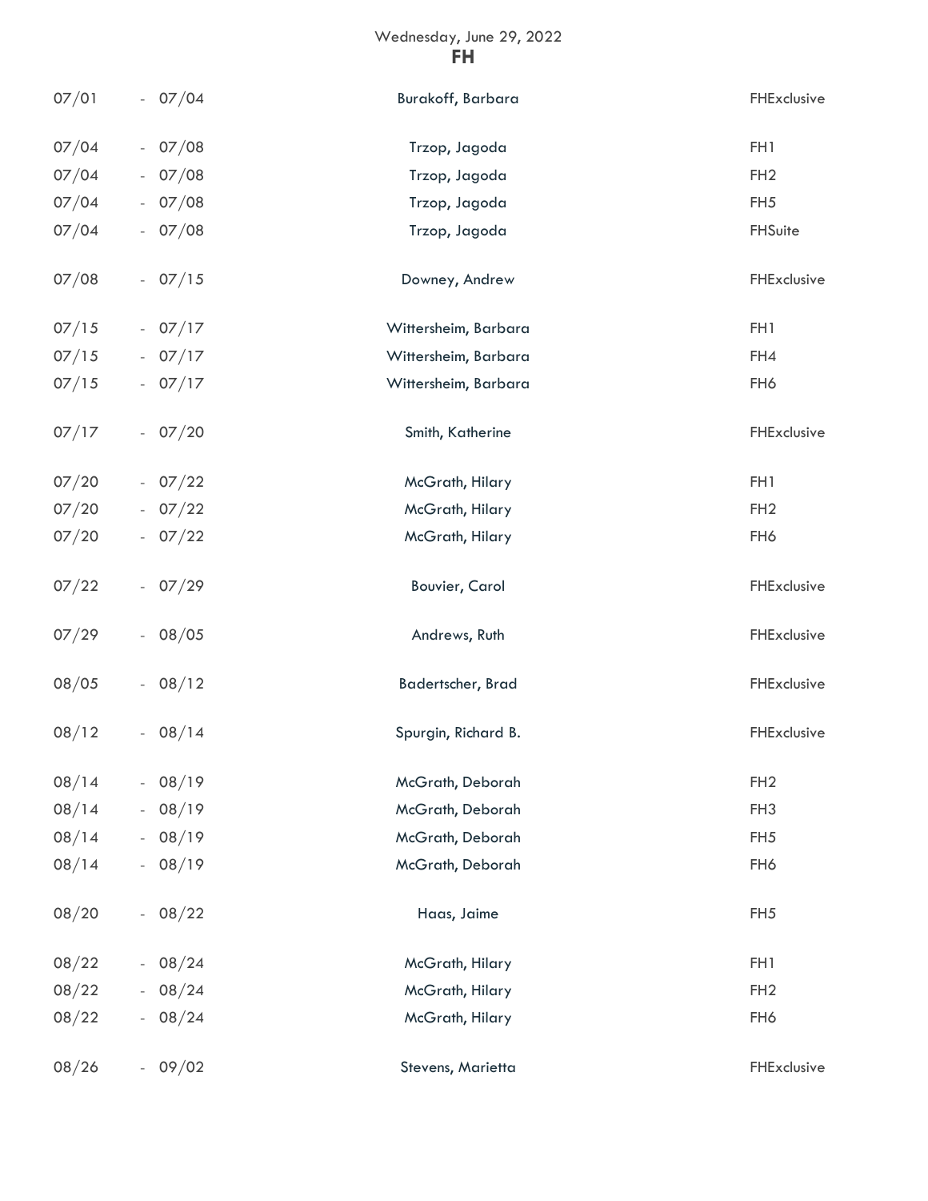Wednesday, June 29, 2022

# FH

| Start | | End | Name | Room |
|---|---|---|---|---|
| 07/01 | - | 07/04 | Burakoff, Barbara | FHExclusive |
| 07/04 | - | 07/08 | Trzop, Jagoda | FH1 |
| 07/04 | - | 07/08 | Trzop, Jagoda | FH2 |
| 07/04 | - | 07/08 | Trzop, Jagoda | FH5 |
| 07/04 | - | 07/08 | Trzop, Jagoda | FHSuite |
| 07/08 | - | 07/15 | Downey, Andrew | FHExclusive |
| 07/15 | - | 07/17 | Wittersheim, Barbara | FH1 |
| 07/15 | - | 07/17 | Wittersheim, Barbara | FH4 |
| 07/15 | - | 07/17 | Wittersheim, Barbara | FH6 |
| 07/17 | - | 07/20 | Smith, Katherine | FHExclusive |
| 07/20 | - | 07/22 | McGrath, Hilary | FH1 |
| 07/20 | - | 07/22 | McGrath, Hilary | FH2 |
| 07/20 | - | 07/22 | McGrath, Hilary | FH6 |
| 07/22 | - | 07/29 | Bouvier, Carol | FHExclusive |
| 07/29 | - | 08/05 | Andrews, Ruth | FHExclusive |
| 08/05 | - | 08/12 | Badertscher, Brad | FHExclusive |
| 08/12 | - | 08/14 | Spurgin, Richard B. | FHExclusive |
| 08/14 | - | 08/19 | McGrath, Deborah | FH2 |
| 08/14 | - | 08/19 | McGrath, Deborah | FH3 |
| 08/14 | - | 08/19 | McGrath, Deborah | FH5 |
| 08/14 | - | 08/19 | McGrath, Deborah | FH6 |
| 08/20 | - | 08/22 | Haas, Jaime | FH5 |
| 08/22 | - | 08/24 | McGrath, Hilary | FH1 |
| 08/22 | - | 08/24 | McGrath, Hilary | FH2 |
| 08/22 | - | 08/24 | McGrath, Hilary | FH6 |
| 08/26 | - | 09/02 | Stevens, Marietta | FHExclusive |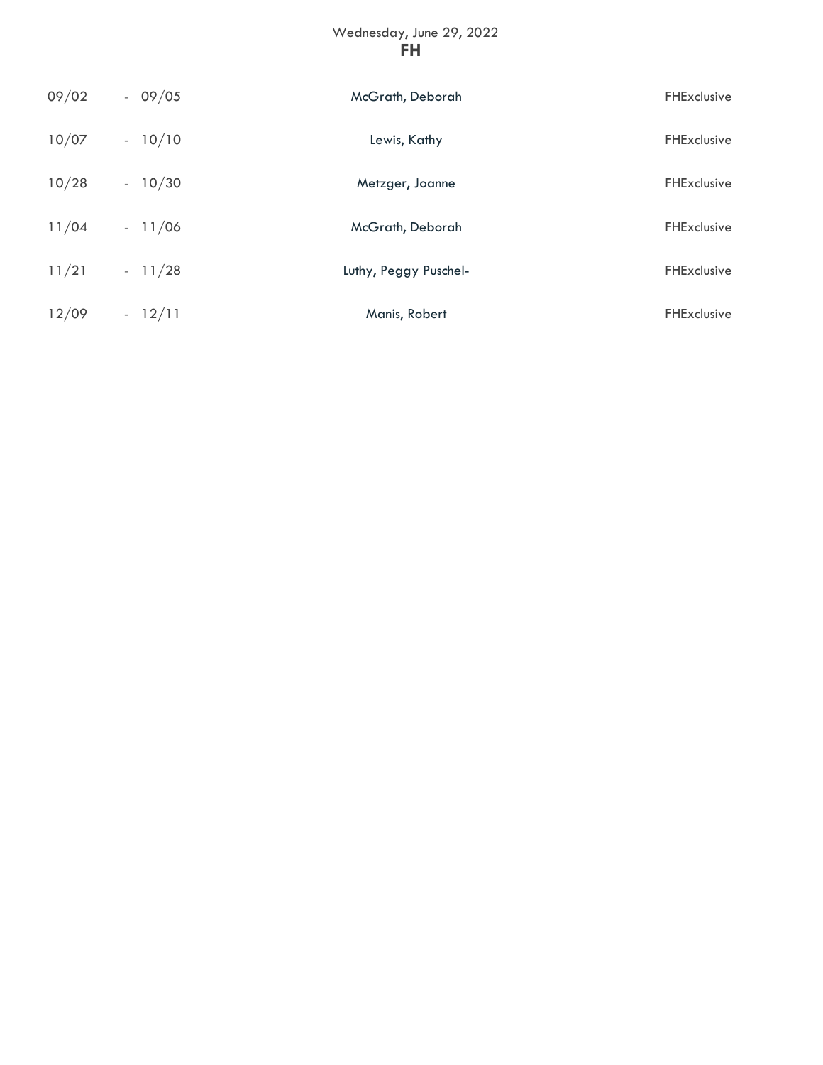Wednesday, June 29, 2022

**FH**

| | | | | |
|---|---|---|---|---|
| 09/02 | - | 09/05 | McGrath, Deborah | FHExclusive |
| 10/07 | - | 10/10 | Lewis, Kathy | FHExclusive |
| 10/28 | - | 10/30 | Metzger, Joanne | FHExclusive |
| 11/04 | - | 11/06 | McGrath, Deborah | FHExclusive |
| 11/21 | - | 11/28 | Luthy, Peggy Puschel- | FHExclusive |
| 12/09 | - | 12/11 | Manis, Robert | FHExclusive |